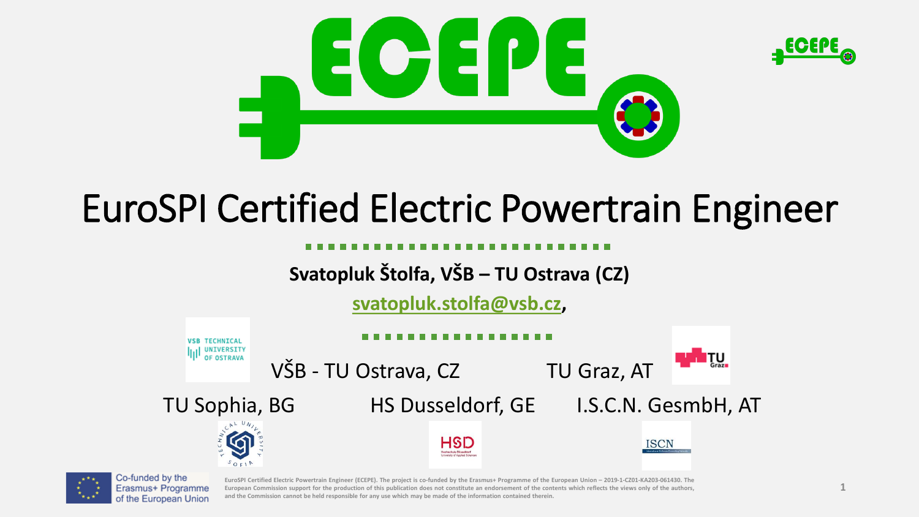# EuroSPI Certified Electric Powertrain Engineer

**Svatopluk Štolfa, VŠB – TU Ostrava (CZ)**

svatopluk.stolfa@vsb.cz,

VŠB - TU Ostrava, CZ

TU Graz, AT

TU Sophia, BG

HS Dusseldorf, GE

I.S.C.N. GesmbH, AT

Co-funded by the Erasmus+ Programme of the European Union

EuroSPI Certified Electric Powertrain Engineer (ECEPE). The project is co-funded by the Erasmus+ Programme of the European Union – 2019-1-CZ01-KA203-061430. The European Commission support for the production of this publication does not constitute an endorsement of the contents which reflects the views only of the authors, and the Commission cannot be held responsible for any use which may be made of the information contained therein.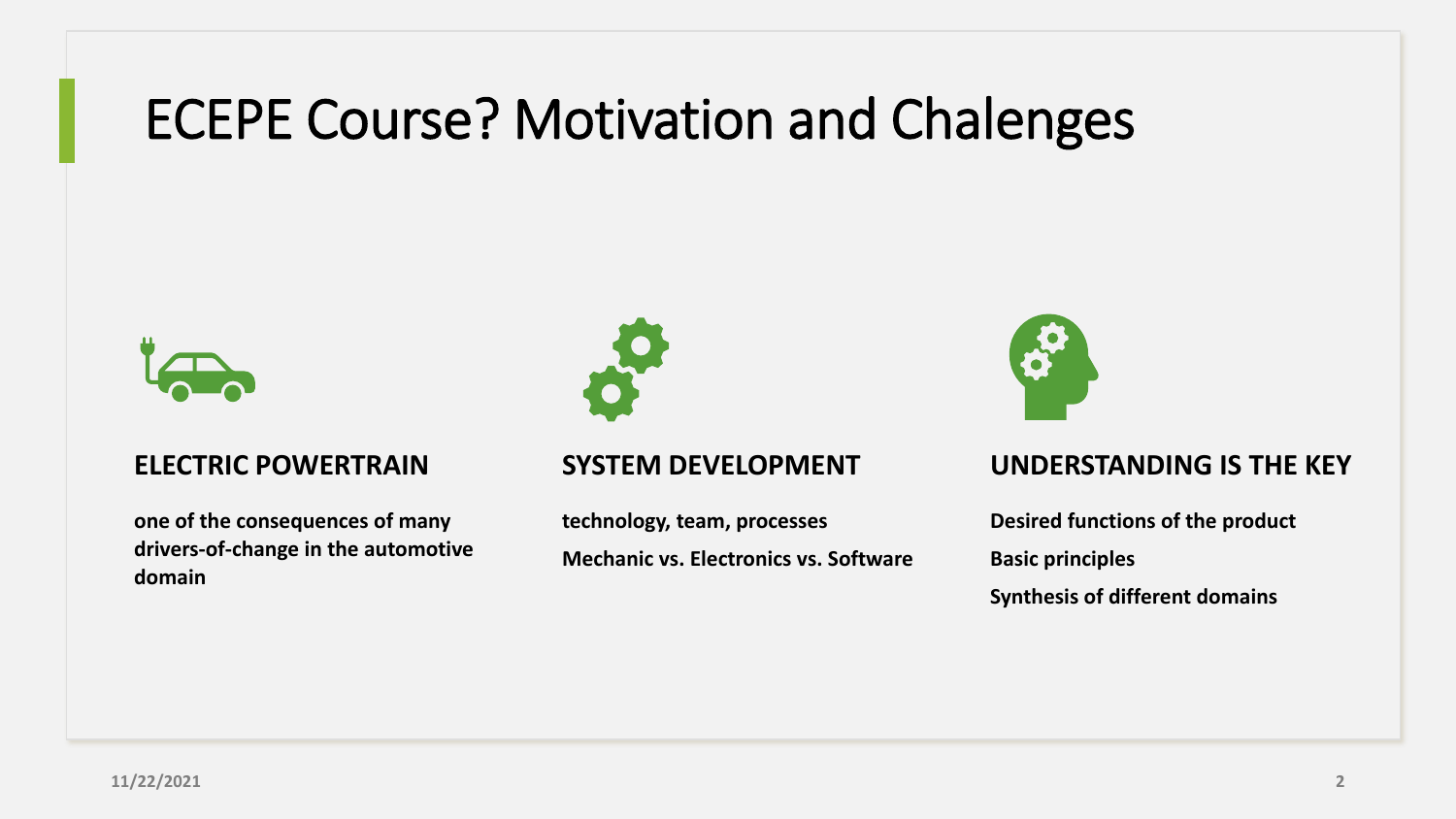# ECEPE Course? Motivation and Chalenges

### ELECTRIC POWERTRAIN

**one of the consequences of many drivers-of-change in the automotive domain**

### SYSTEM DEVELOPMENT

**technology, team, processes**

**Mechanic vs. Electronics vs. Software**

### UNDERSTANDING IS THE KEY

**Desired functions of the product**

**Basic principles**

**Synthesis of different domains**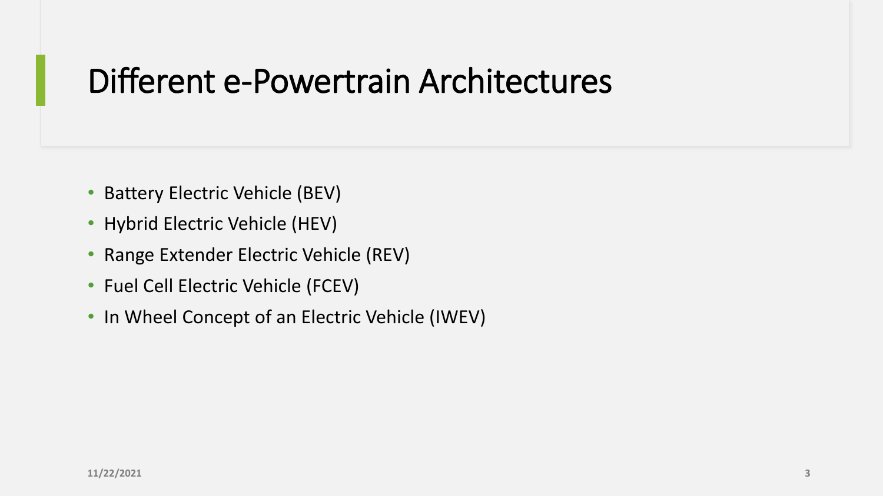# Different e-Powertrain Architectures

- Battery Electric Vehicle (BEV)
- Hybrid Electric Vehicle (HEV)
- Range Extender Electric Vehicle (REV)
- Fuel Cell Electric Vehicle (FCEV)
- In Wheel Concept of an Electric Vehicle (IWEV)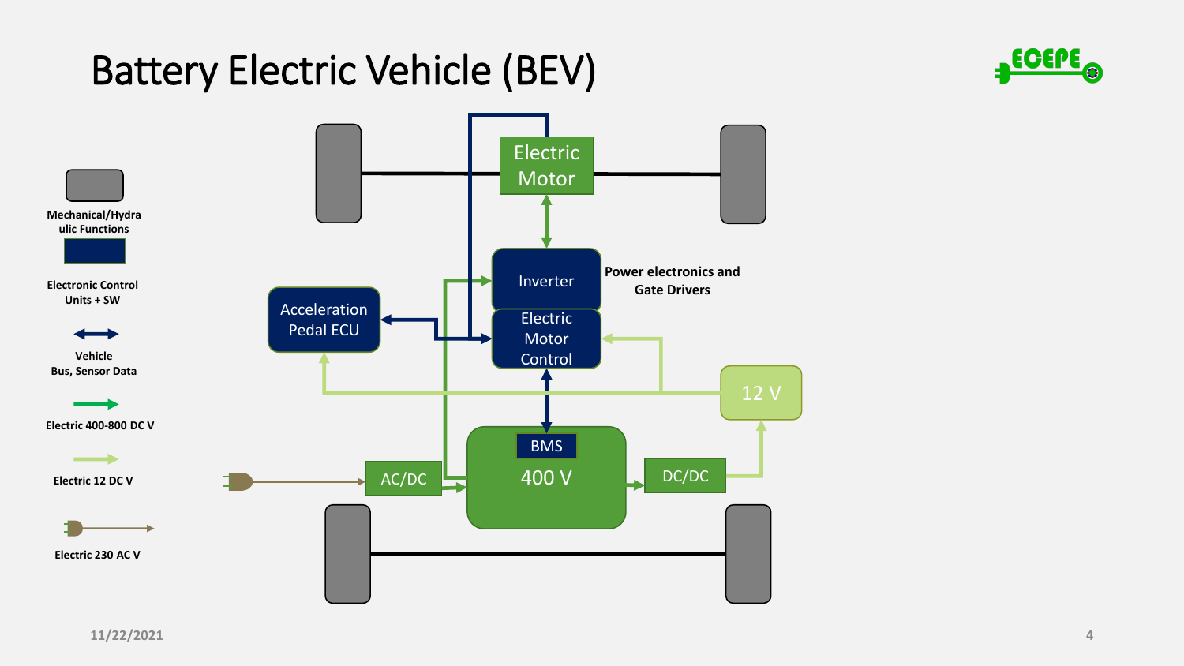# Battery Electric Vehicle (BEV)

Mechanical/Hydraulic Functions

Electronic Control Units + SW

Vehicle Bus, Sensor Data

Electric 400-800 DC V

Electric 12 DC V

Electric 230 AC V

Electric Motor

Inverter

Power electronics and Gate Drivers

Acceleration Pedal ECU

Electric Motor Control

12 V

BMS

400 V

AC/DC

DC/DC

11/22/2021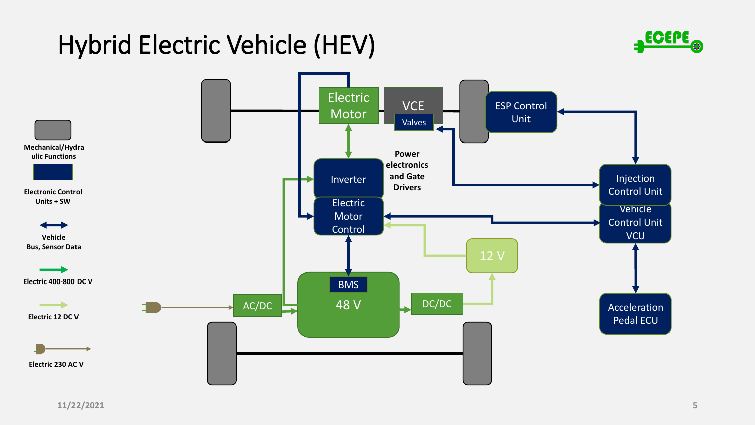# Hybrid Electric Vehicle (HEV)

Mechanical/Hydraulic Functions

Electronic Control Units + SW

Vehicle Bus, Sensor Data

Electric 400-800 DC V

Electric 12 DC V

Electric 230 AC V

Electric Motor

VCE

Valves

ESP Control Unit

Inverter

Power electronics and Gate Drivers

Electric Motor Control

Injection Control Unit

Vehicle Control Unit VCU

12 V

BMS

48 V

AC/DC

DC/DC

Acceleration Pedal ECU

11/22/2021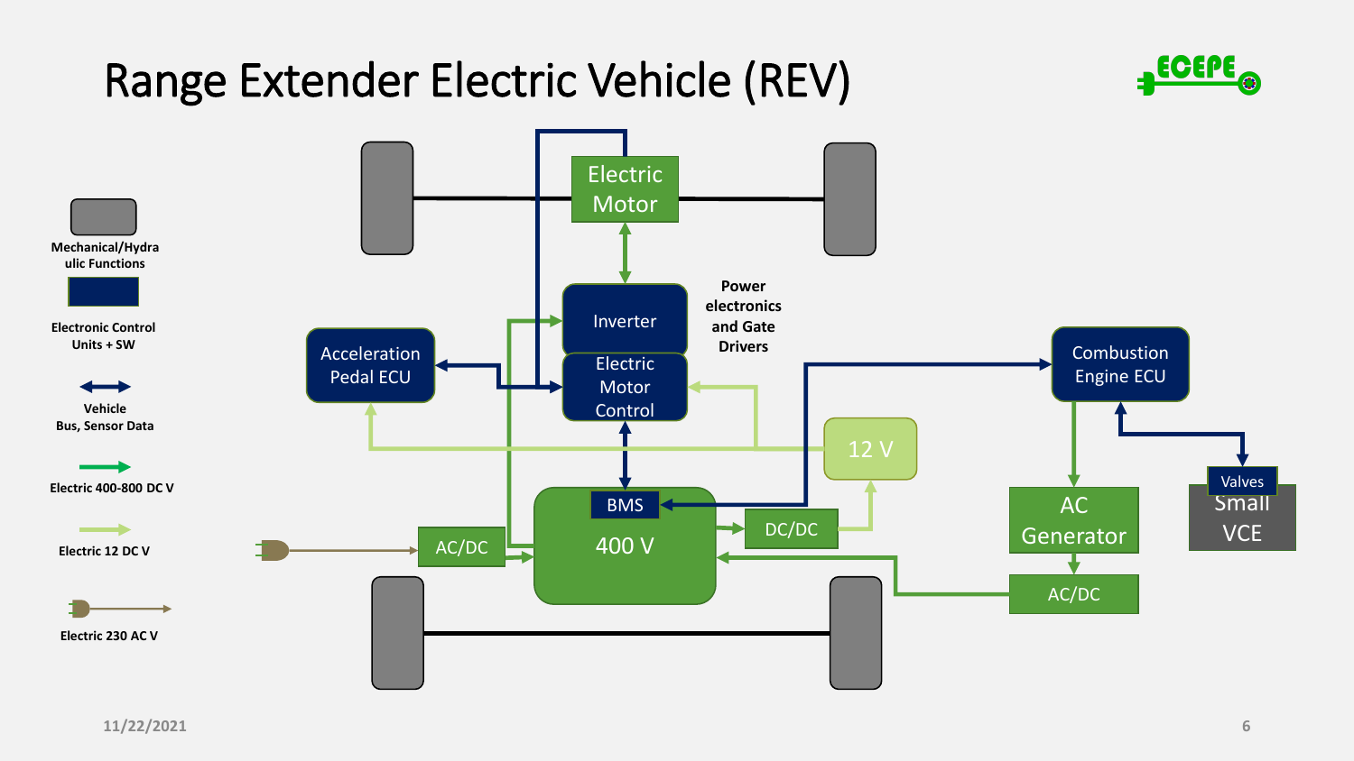# Range Extender Electric Vehicle (REV)

**Legend:**

- Mechanical/Hydraulic Functions
- Electronic Control Units + SW
- Vehicle Bus, Sensor Data
- Electric 400-800 DC V
- Electric 12 DC V
- Electric 230 AC V

Electric Motor

Inverter

Electric Motor Control

Power electronics and Gate Drivers

Acceleration Pedal ECU

Combustion Engine ECU

12 V

BMS

400 V

AC/DC

DC/DC

AC Generator

AC/DC

Valves

Small VCE

11/22/2021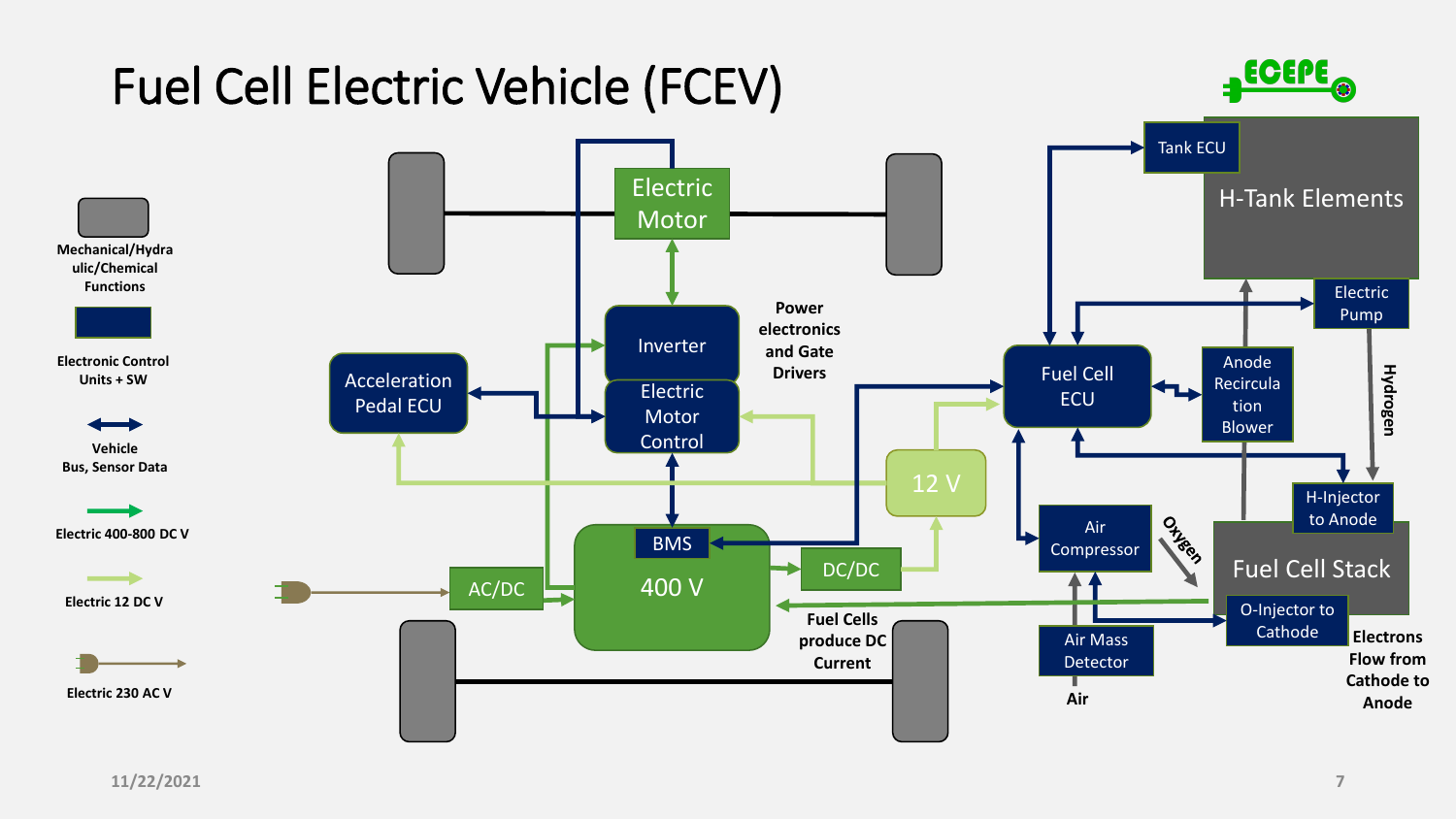# Fuel Cell Electric Vehicle (FCEV)

**Legend:**

- Mechanical/Hydraulic/Chemical Functions
- Electronic Control Units + SW
- Vehicle Bus, Sensor Data
- Electric 400-800 DC V
- Electric 12 DC V
- Electric 230 AC V

Electric Motor

Inverter

Electric Motor Control

Power electronics and Gate Drivers

Acceleration Pedal ECU

BMS

400 V

AC/DC

DC/DC

12 V

Fuel Cells produce DC Current

Tank ECU

H-Tank Elements

Electric Pump

Hydrogen

Fuel Cell ECU

Anode Recirculation Blower

H-Injector to Anode

Fuel Cell Stack

O-Injector to Cathode

Air Compressor

Oxygen

Air Mass Detector

Air

Electrons Flow from Cathode to Anode

11/22/2021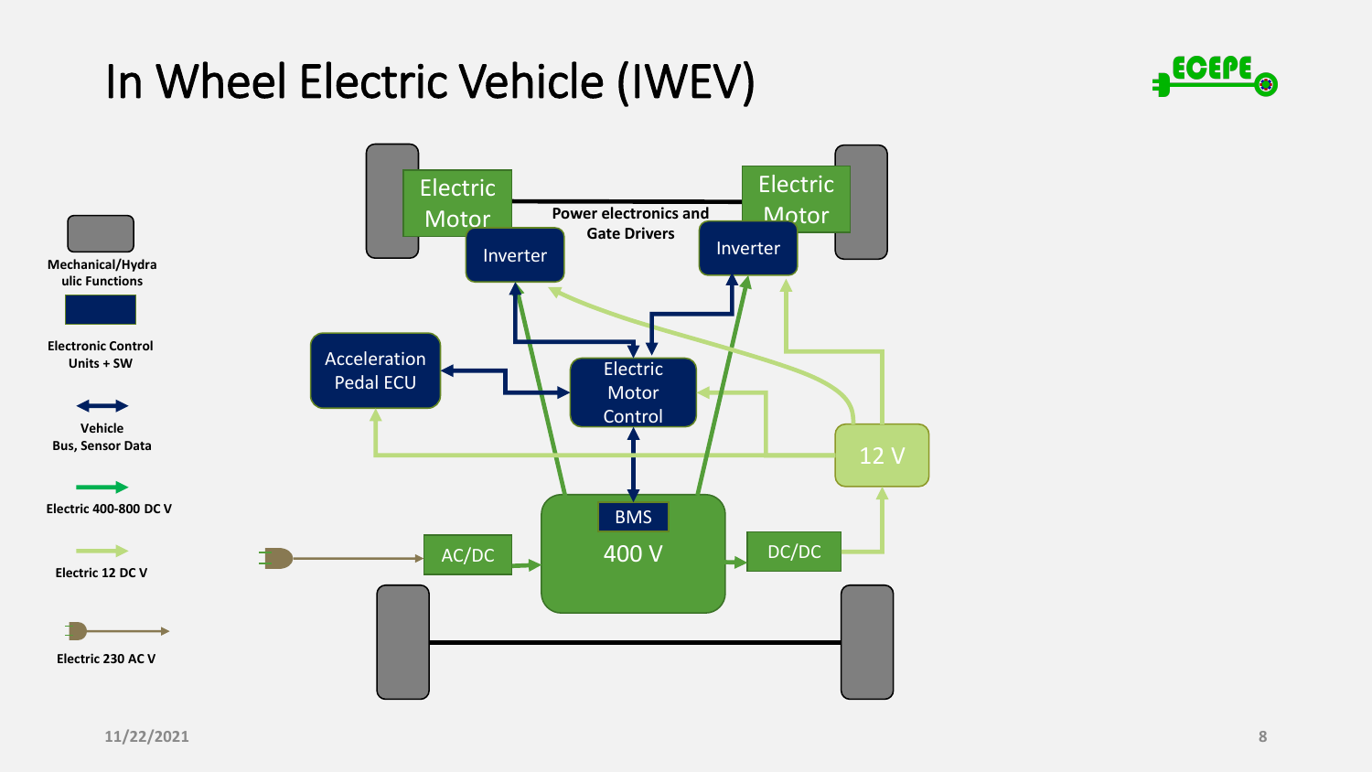# In Wheel Electric Vehicle (IWEV)

Mechanical/Hydraulic Functions

Electronic Control Units + SW

Vehicle Bus, Sensor Data

Electric 400-800 DC V

Electric 12 DC V

Electric 230 AC V

Electric Motor

Electric Motor

Power electronics and Gate Drivers

Inverter

Inverter

Acceleration Pedal ECU

Electric Motor Control

12 V

BMS

400 V

AC/DC

DC/DC

11/22/2021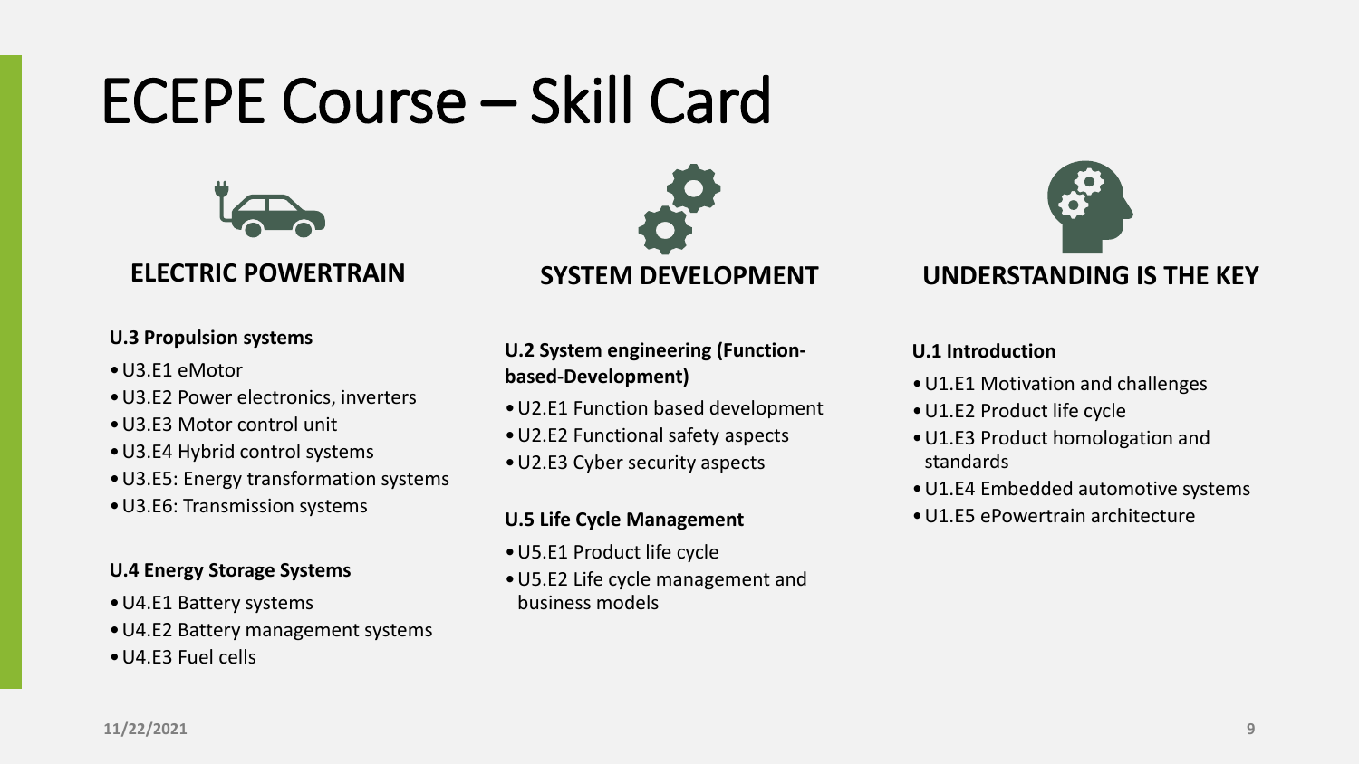# ECEPE Course – Skill Card

## ELECTRIC POWERTRAIN

**U.3 Propulsion systems**

- U3.E1 eMotor
- U3.E2 Power electronics, inverters
- U3.E3 Motor control unit
- U3.E4 Hybrid control systems
- U3.E5: Energy transformation systems
- U3.E6: Transmission systems

**U.4 Energy Storage Systems**

- U4.E1 Battery systems
- U4.E2 Battery management systems
- U4.E3 Fuel cells

## SYSTEM DEVELOPMENT

**U.2 System engineering (Function-based-Development)**

- U2.E1 Function based development
- U2.E2 Functional safety aspects
- U2.E3 Cyber security aspects

**U.5 Life Cycle Management**

- U5.E1 Product life cycle
- U5.E2 Life cycle management and business models

## UNDERSTANDING IS THE KEY

**U.1 Introduction**

- U1.E1 Motivation and challenges
- U1.E2 Product life cycle
- U1.E3 Product homologation and standards
- U1.E4 Embedded automotive systems
- U1.E5 ePowertrain architecture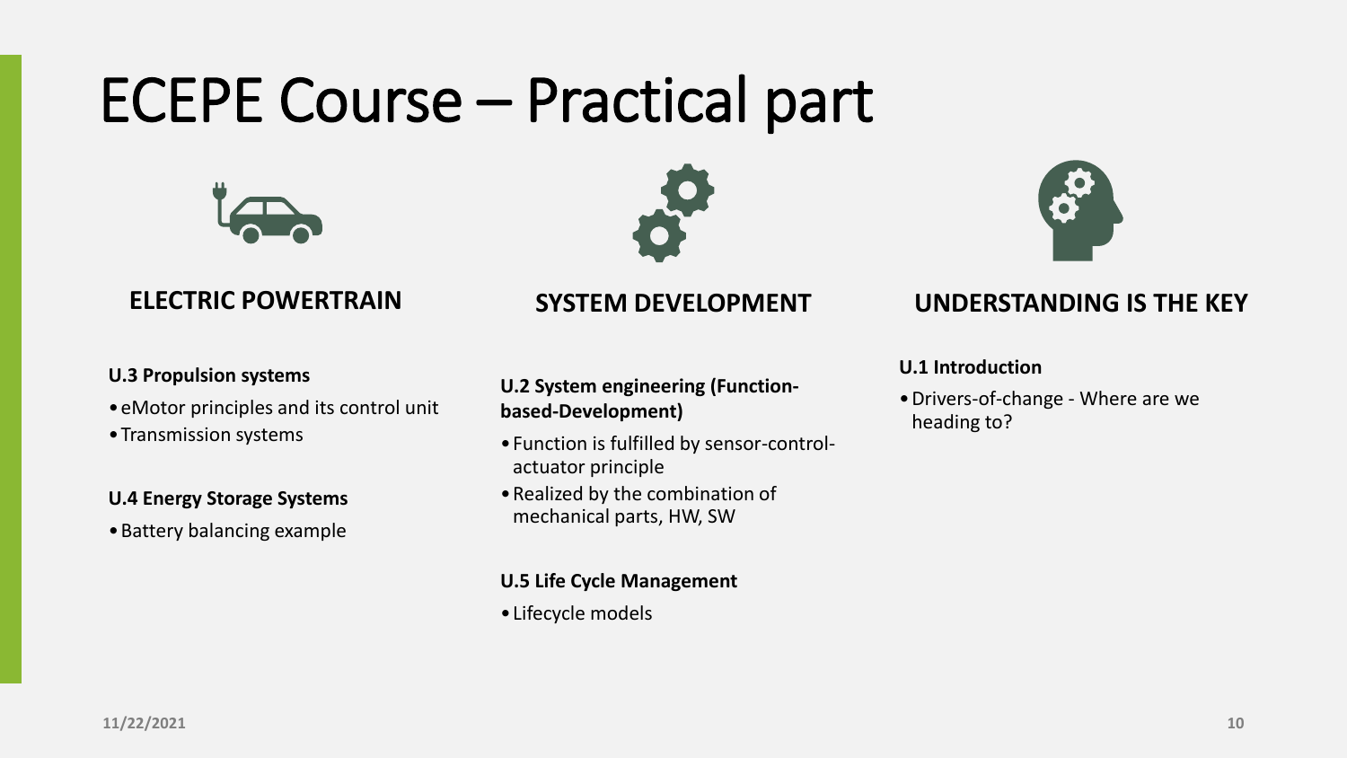# ECEPE Course – Practical part

## ELECTRIC POWERTRAIN

**U.3 Propulsion systems**

- eMotor principles and its control unit
- Transmission systems

**U.4 Energy Storage Systems**

- Battery balancing example

## SYSTEM DEVELOPMENT

**U.2 System engineering (Function-based-Development)**

- Function is fulfilled by sensor-control-actuator principle
- Realized by the combination of mechanical parts, HW, SW

**U.5 Life Cycle Management**

- Lifecycle models

## UNDERSTANDING IS THE KEY

**U.1 Introduction**

- Drivers-of-change - Where are we heading to?

11/22/2021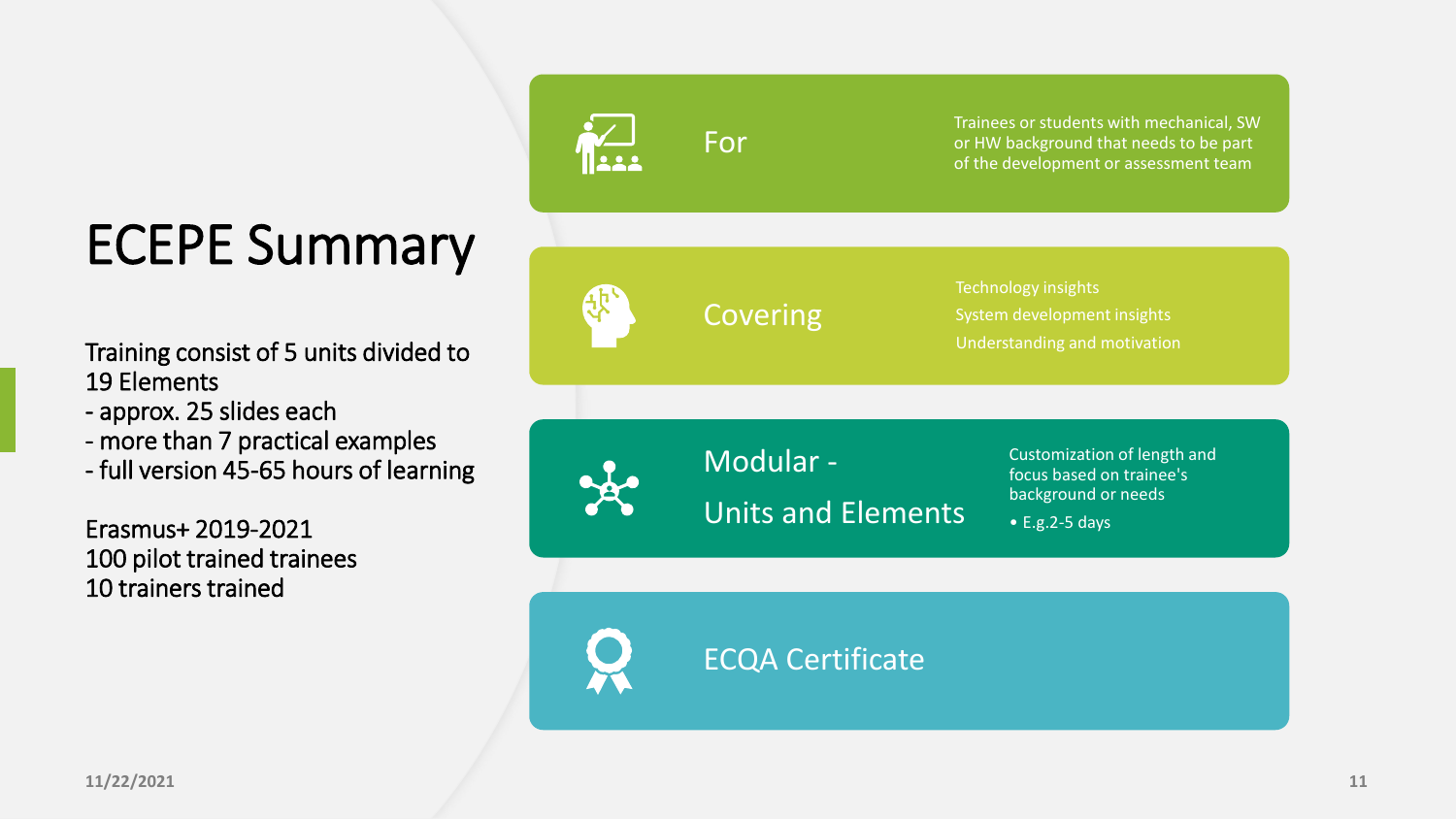# ECEPE Summary

Training consist of 5 units divided to 19 Elements
- approx. 25 slides each
- more than 7 practical examples
- full version 45-65 hours of learning

Erasmus+ 2019-2021
100 pilot trained trainees
10 trainers trained

**For**

Trainees or students with mechanical, SW or HW background that needs to be part of the development or assessment team

**Covering**

Technology insights
System development insights
Understanding and motivation

**Modular - Units and Elements**

Customization of length and focus based on trainee's background or needs
- E.g.2-5 days

**ECQA Certificate**

11/22/2021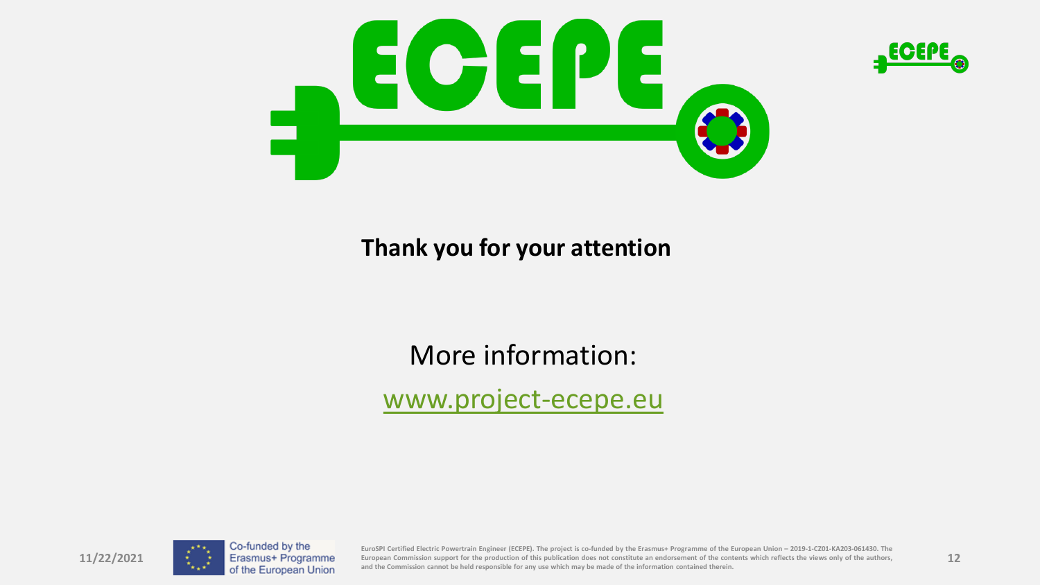# ECEPE

**Thank you for your attention**

More information:

www.project-ecepe.eu

Co-funded by the Erasmus+ Programme of the European Union

EuroSPI Certified Electric Powertrain Engineer (ECEPE). The project is co-funded by the Erasmus+ Programme of the European Union – 2019-1-CZ01-KA203-061430. The European Commission support for the production of this publication does not constitute an endorsement of the contents which reflects the views only of the authors, and the Commission cannot be held responsible for any use which may be made of the information contained therein.